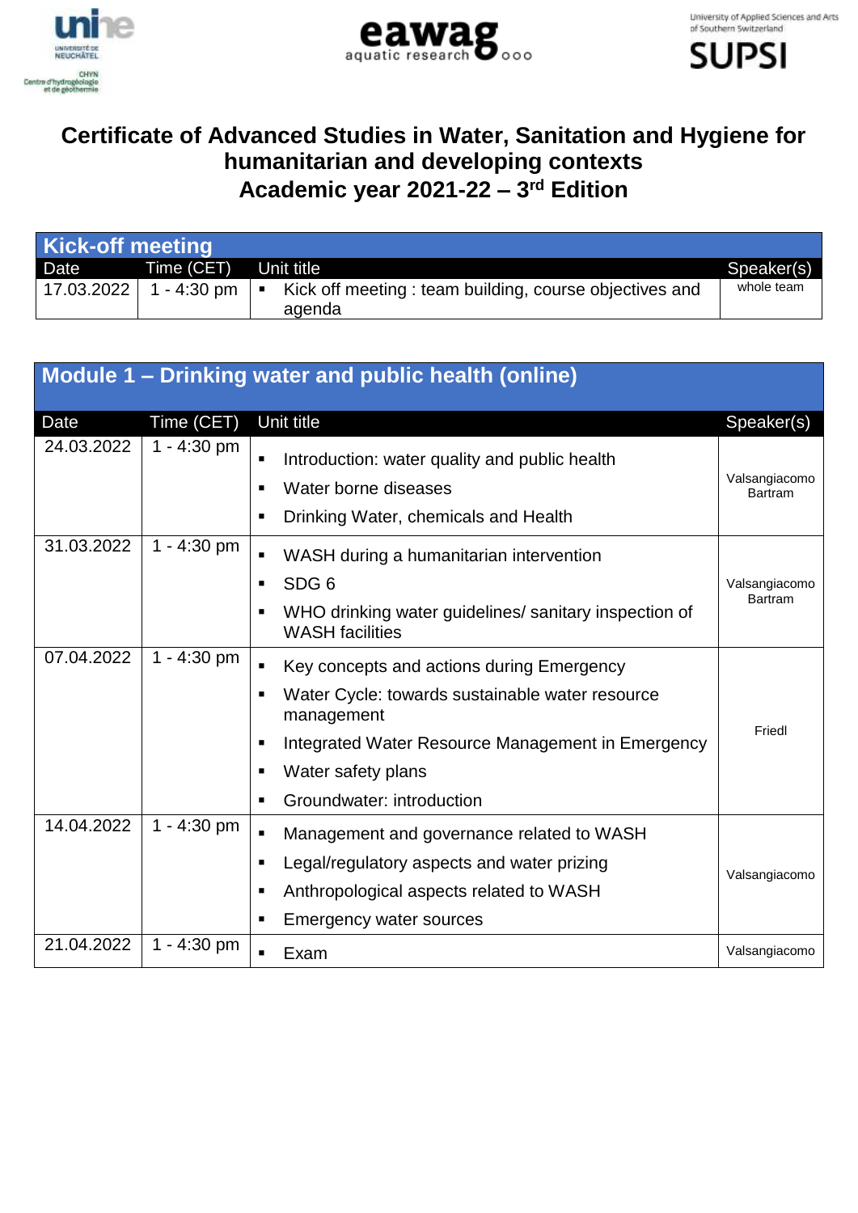# Certificate of Advanced Studies in Water, Sanitation and Hygiene for humanitarian and developing contexts

## Academic year 2021-22 – 3rd Edition

### Kick-off meeting

| Date | Time (CET) | Unit title | Speaker(s) |
|---|---|---|---|
| 17.03.2022 | 1 - 4:30 pm | ▪ Kick off meeting : team building, course objectives and agenda | whole team |

### Module 1 – Drinking water and public health (online)

| Date | Time (CET) | Unit title | Speaker(s) |
|---|---|---|---|
| 24.03.2022 | 1 - 4:30 pm | ▪ Introduction: water quality and public health<br>▪ Water borne diseases<br>▪ Drinking Water, chemicals and Health | Valsangiacomo Bartram |
| 31.03.2022 | 1 - 4:30 pm | ▪ WASH during a humanitarian intervention<br>▪ SDG 6<br>▪ WHO drinking water guidelines/ sanitary inspection of WASH facilities | Valsangiacomo Bartram |
| 07.04.2022 | 1 - 4:30 pm | ▪ Key concepts and actions during Emergency<br>▪ Water Cycle: towards sustainable water resource management<br>▪ Integrated Water Resource Management in Emergency<br>▪ Water safety plans<br>▪ Groundwater: introduction | Friedl |
| 14.04.2022 | 1 - 4:30 pm | ▪ Management and governance related to WASH<br>▪ Legal/regulatory aspects and water prizing<br>▪ Anthropological aspects related to WASH<br>▪ Emergency water sources | Valsangiacomo |
| 21.04.2022 | 1 - 4:30 pm | ▪ Exam | Valsangiacomo |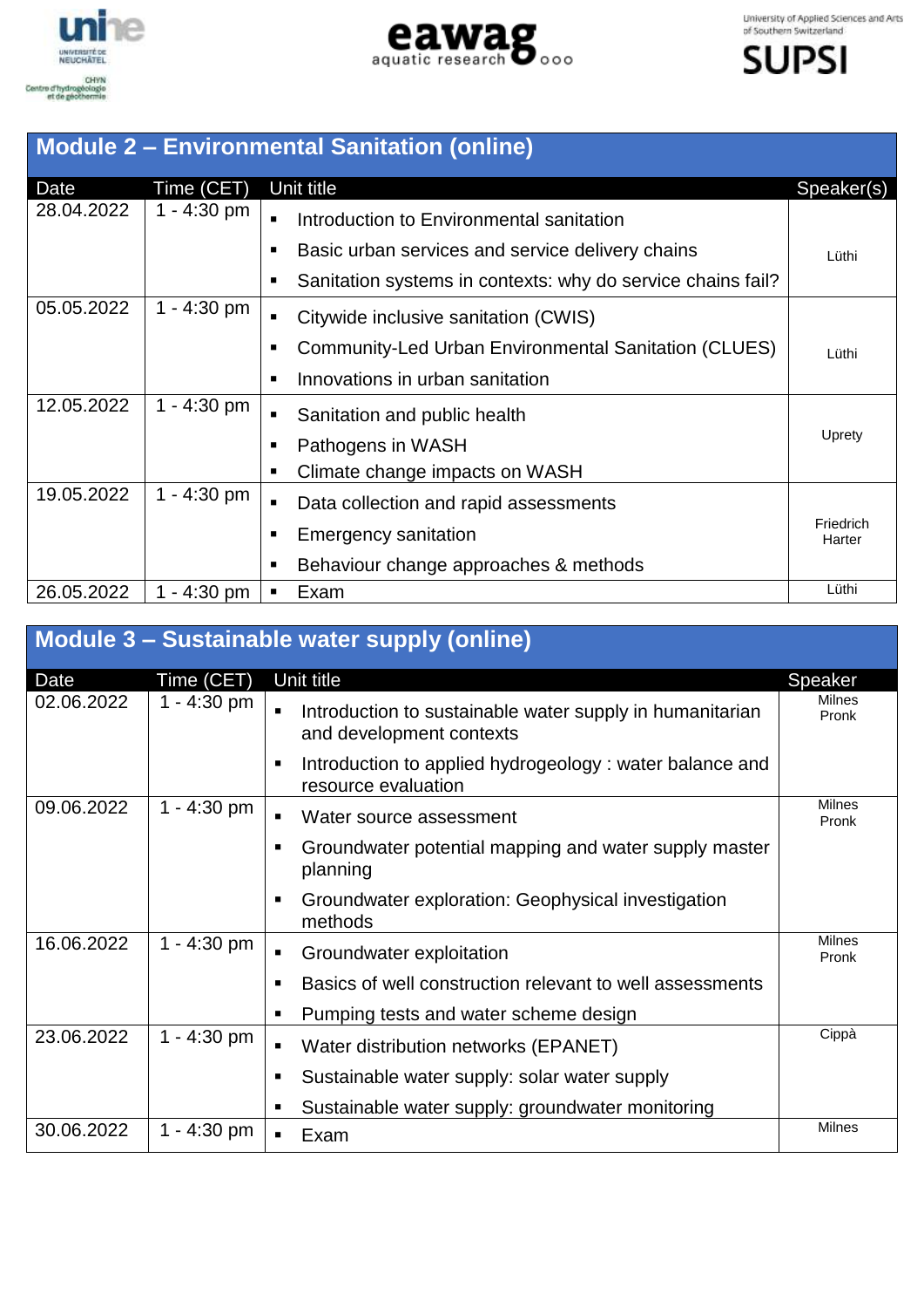## Module 2 – Environmental Sanitation (online)

| Date | Time (CET) | Unit title | Speaker(s) |
|---|---|---|---|
| 28.04.2022 | 1 - 4:30 pm | ▪ Introduction to Environmental sanitation<br>▪ Basic urban services and service delivery chains<br>▪ Sanitation systems in contexts: why do service chains fail? | Lüthi |
| 05.05.2022 | 1 - 4:30 pm | ▪ Citywide inclusive sanitation (CWIS)<br>▪ Community-Led Urban Environmental Sanitation (CLUES)<br>▪ Innovations in urban sanitation | Lüthi |
| 12.05.2022 | 1 - 4:30 pm | ▪ Sanitation and public health<br>▪ Pathogens in WASH<br>▪ Climate change impacts on WASH | Uprety |
| 19.05.2022 | 1 - 4:30 pm | ▪ Data collection and rapid assessments<br>▪ Emergency sanitation<br>▪ Behaviour change approaches & methods | Friedrich Harter |
| 26.05.2022 | 1 - 4:30 pm | ▪ Exam | Lüthi |

## Module 3 – Sustainable water supply (online)

| Date | Time (CET) | Unit title | Speaker |
|---|---|---|---|
| 02.06.2022 | 1 - 4:30 pm | ▪ Introduction to sustainable water supply in humanitarian and development contexts<br>▪ Introduction to applied hydrogeology : water balance and resource evaluation | Milnes Pronk |
| 09.06.2022 | 1 - 4:30 pm | ▪ Water source assessment<br>▪ Groundwater potential mapping and water supply master planning<br>▪ Groundwater exploration: Geophysical investigation methods | Milnes Pronk |
| 16.06.2022 | 1 - 4:30 pm | ▪ Groundwater exploitation<br>▪ Basics of well construction relevant to well assessments<br>▪ Pumping tests and water scheme design | Milnes Pronk |
| 23.06.2022 | 1 - 4:30 pm | ▪ Water distribution networks (EPANET)<br>▪ Sustainable water supply: solar water supply<br>▪ Sustainable water supply: groundwater monitoring | Cippà |
| 30.06.2022 | 1 - 4:30 pm | ▪ Exam | Milnes |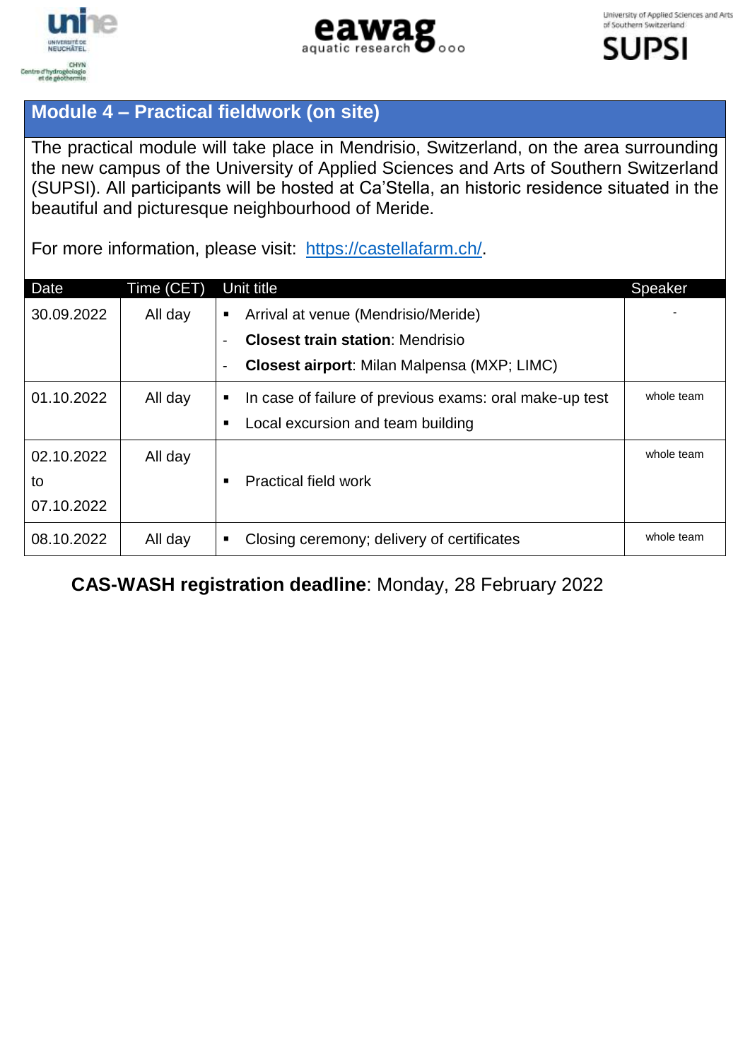## Module 4 – Practical fieldwork (on site)

The practical module will take place in Mendrisio, Switzerland, on the area surrounding the new campus of the University of Applied Sciences and Arts of Southern Switzerland (SUPSI). All participants will be hosted at Ca'Stella, an historic residence situated in the beautiful and picturesque neighbourhood of Meride.

For more information, please visit: https://castellafarm.ch/.

| Date | Time (CET) | Unit title | Speaker |
|---|---|---|---|
| 30.09.2022 | All day | ▪ Arrival at venue (Mendrisio/Meride)<br>- **Closest train station**: Mendrisio<br>- **Closest airport**: Milan Malpensa (MXP; LIMC) | - |
| 01.10.2022 | All day | ▪ In case of failure of previous exams: oral make-up test<br>▪ Local excursion and team building | whole team |
| 02.10.2022 to 07.10.2022 | All day | ▪ Practical field work | whole team |
| 08.10.2022 | All day | ▪ Closing ceremony; delivery of certificates | whole team |

**CAS-WASH registration deadline**: Monday, 28 February 2022